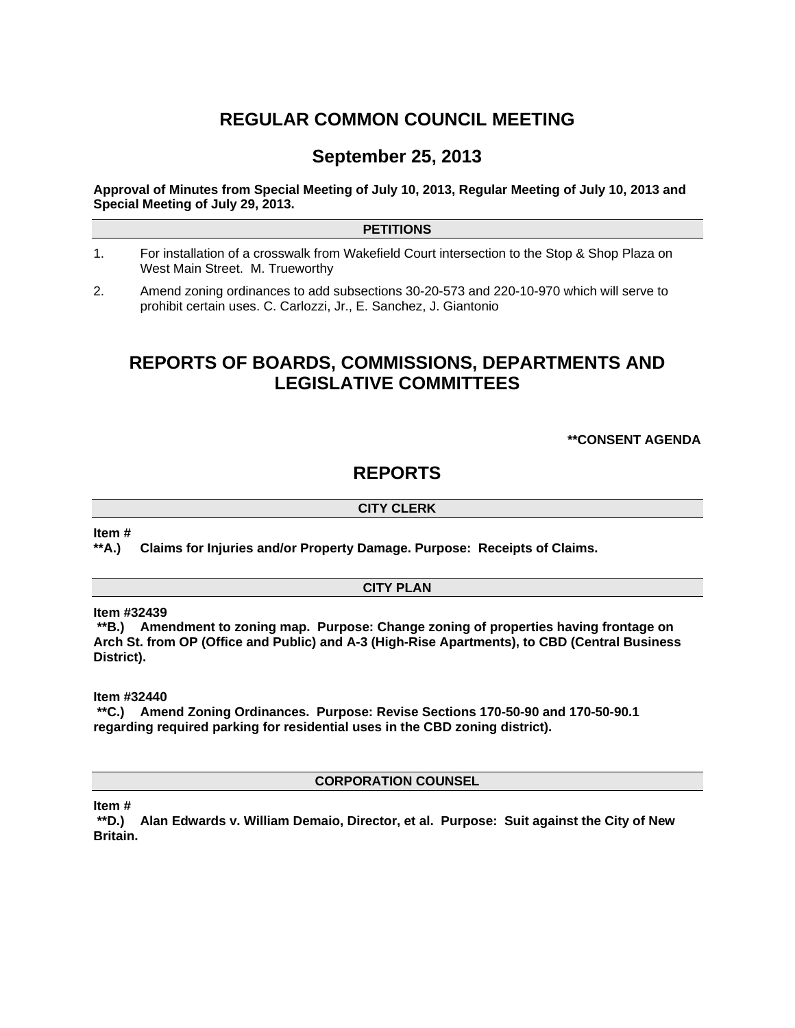# REGULAR COMMON COUNCIL MEETING

## September 25, 2013

**Approval of Minutes from Special Meeting of July 10, 2013, Regular Meeting of July 10, 2013 and Special Meeting of July 29, 2013.**

### PETITIONS

1. For installation of a crosswalk from Wakefield Court intersection to the Stop & Shop Plaza on West Main Street. M. Trueworthy
2. Amend zoning ordinances to add subsections 30-20-573 and 220-10-970 which will serve to prohibit certain uses. C. Carlozzi, Jr., E. Sanchez, J. Giantonio

# REPORTS OF BOARDS, COMMISSIONS, DEPARTMENTS AND LEGISLATIVE COMMITTEES

**\*\*CONSENT AGENDA**

# REPORTS

### CITY CLERK

**Item #**
**\*\*A.) Claims for Injuries and/or Property Damage. Purpose: Receipts of Claims.**

### CITY PLAN

**Item #32439**
**\*\*B.) Amendment to zoning map. Purpose: Change zoning of properties having frontage on Arch St. from OP (Office and Public) and A-3 (High-Rise Apartments), to CBD (Central Business District).**

**Item #32440**
**\*\*C.) Amend Zoning Ordinances. Purpose: Revise Sections 170-50-90 and 170-50-90.1 regarding required parking for residential uses in the CBD zoning district).**

### CORPORATION COUNSEL

**Item #**
**\*\*D.) Alan Edwards v. William Demaio, Director, et al. Purpose: Suit against the City of New Britain.**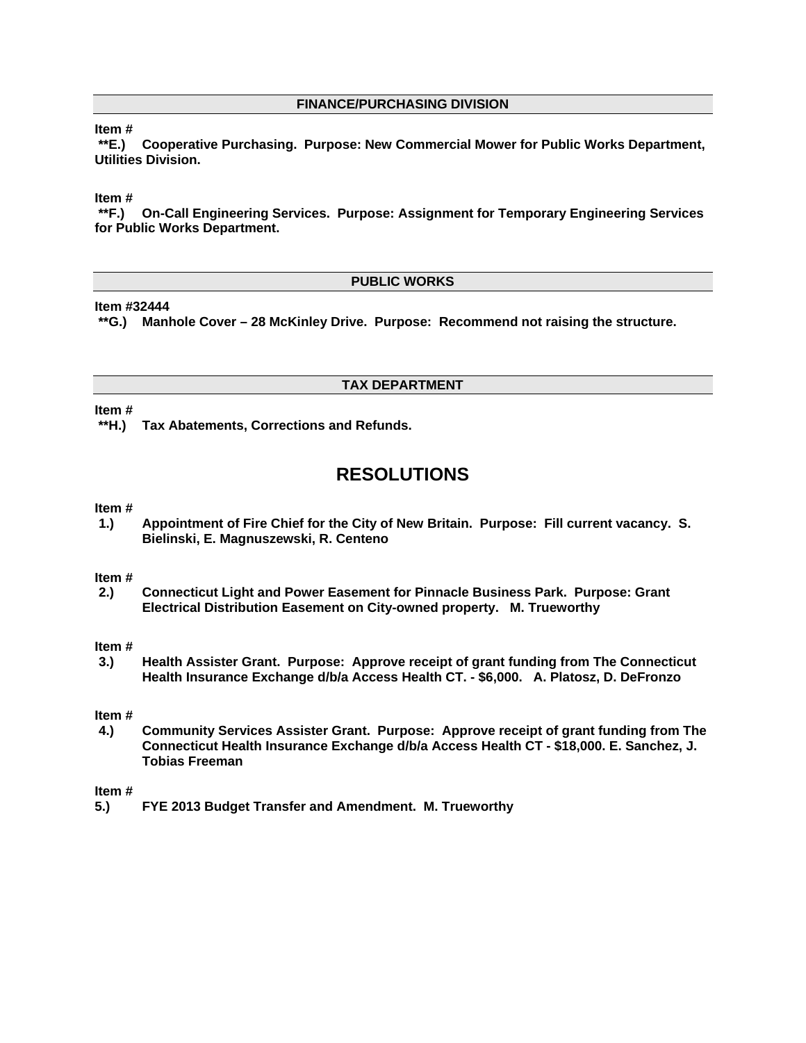## FINANCE/PURCHASING DIVISION

**Item #**
**\*\*E.) Cooperative Purchasing. Purpose: New Commercial Mower for Public Works Department, Utilities Division.**

**Item #**
**\*\*F.) On-Call Engineering Services. Purpose: Assignment for Temporary Engineering Services for Public Works Department.**

## PUBLIC WORKS

**Item #32444**
**\*\*G.) Manhole Cover – 28 McKinley Drive. Purpose: Recommend not raising the structure.**

## TAX DEPARTMENT

**Item #**
**\*\*H.) Tax Abatements, Corrections and Refunds.**

# RESOLUTIONS

**Item #**
**1.) Appointment of Fire Chief for the City of New Britain. Purpose: Fill current vacancy. S. Bielinski, E. Magnuszewski, R. Centeno**

**Item #**
**2.) Connecticut Light and Power Easement for Pinnacle Business Park. Purpose: Grant Electrical Distribution Easement on City-owned property. M. Trueworthy**

**Item #**
**3.) Health Assister Grant. Purpose: Approve receipt of grant funding from The Connecticut Health Insurance Exchange d/b/a Access Health CT. - $6,000. A. Platosz, D. DeFronzo**

**Item #**
**4.) Community Services Assister Grant. Purpose: Approve receipt of grant funding from The Connecticut Health Insurance Exchange d/b/a Access Health CT - $18,000. E. Sanchez, J. Tobias Freeman**

**Item #**
**5.) FYE 2013 Budget Transfer and Amendment. M. Trueworthy**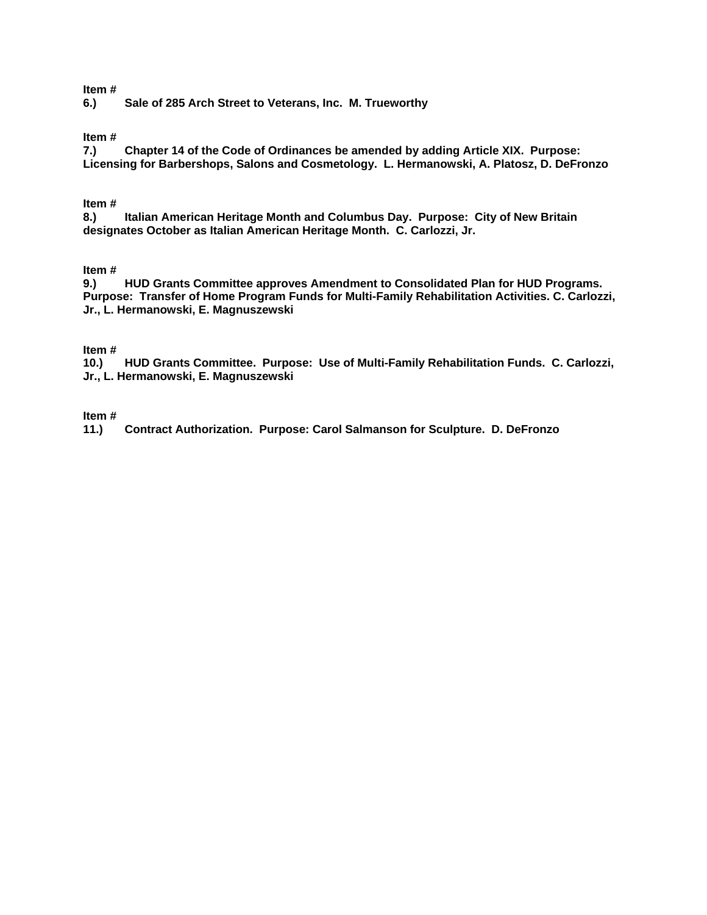**Item #**
**6.)	Sale of 285 Arch Street to Veterans, Inc.  M. Trueworthy**

**Item #**
**7.)	Chapter 14 of the Code of Ordinances be amended by adding Article XIX.  Purpose: Licensing for Barbershops, Salons and Cosmetology.  L. Hermanowski, A. Platosz, D. DeFronzo**

**Item #**
**8.)	Italian American Heritage Month and Columbus Day.  Purpose:  City of New Britain designates October as Italian American Heritage Month.  C. Carlozzi, Jr.**

**Item #**
**9.)	HUD Grants Committee approves Amendment to Consolidated Plan for HUD Programs.  Purpose:  Transfer of Home Program Funds for Multi-Family Rehabilitation Activities. C. Carlozzi, Jr., L. Hermanowski, E. Magnuszewski**

**Item #**
**10.)	HUD Grants Committee.  Purpose:  Use of Multi-Family Rehabilitation Funds.  C. Carlozzi, Jr., L. Hermanowski, E. Magnuszewski**

**Item #**
**11.)	Contract Authorization.  Purpose: Carol Salmanson for Sculpture.  D. DeFronzo**